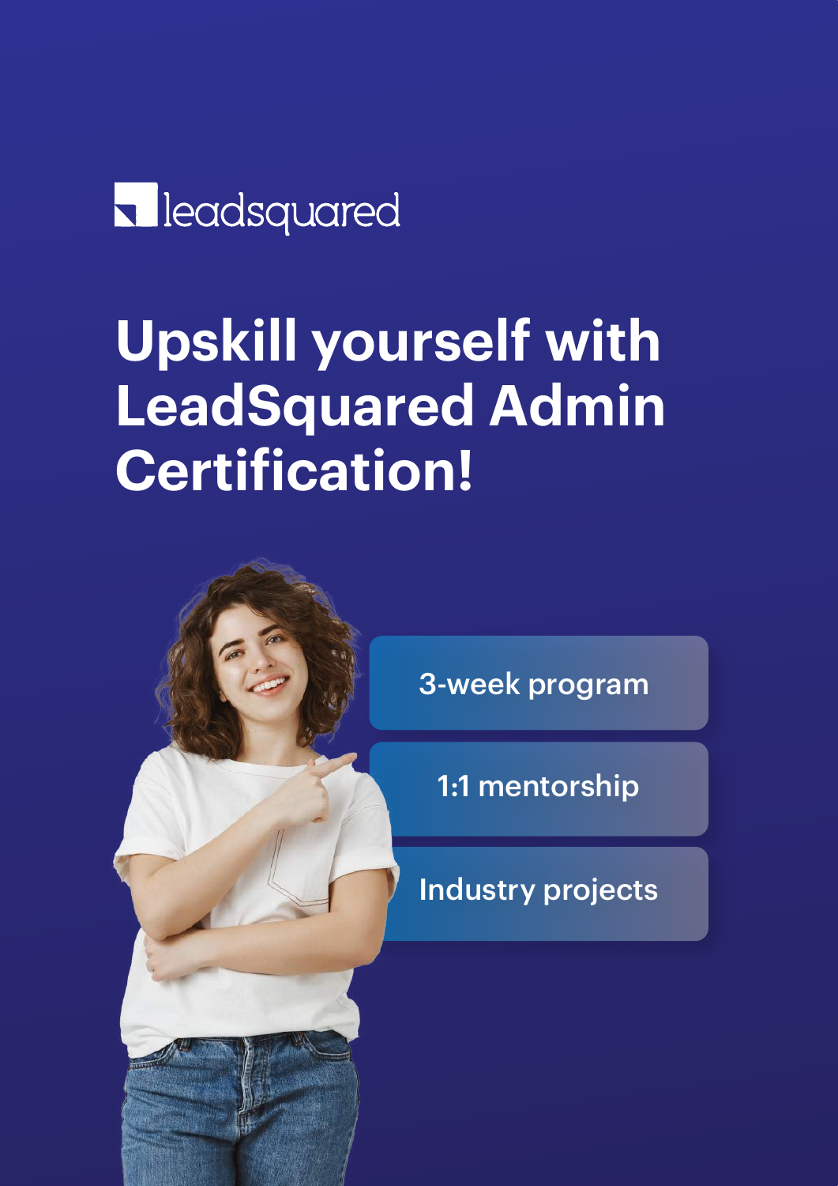leadsquared

# Upskill yourself with LeadSquared Admin Certification!

- 3-week program
- 1:1 mentorship
- Industry projects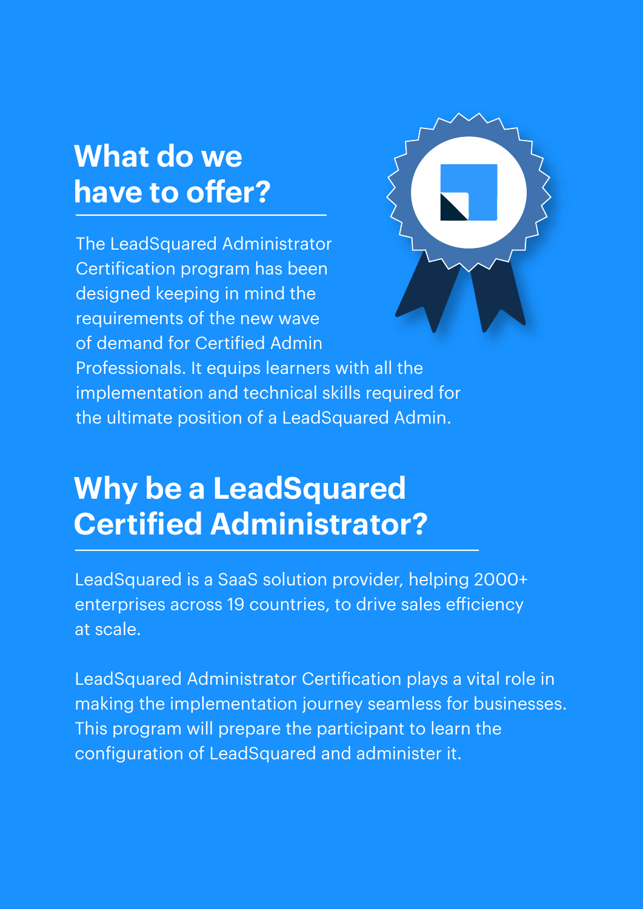## What do we have to offer?

The LeadSquared Administrator Certification program has been designed keeping in mind the requirements of the new wave of demand for Certified Admin Professionals. It equips learners with all the implementation and technical skills required for the ultimate position of a LeadSquared Admin.

## Why be a LeadSquared Certified Administrator?

LeadSquared is a SaaS solution provider, helping 2000+ enterprises across 19 countries, to drive sales efficiency at scale.

LeadSquared Administrator Certification plays a vital role in making the implementation journey seamless for businesses. This program will prepare the participant to learn the configuration of LeadSquared and administer it.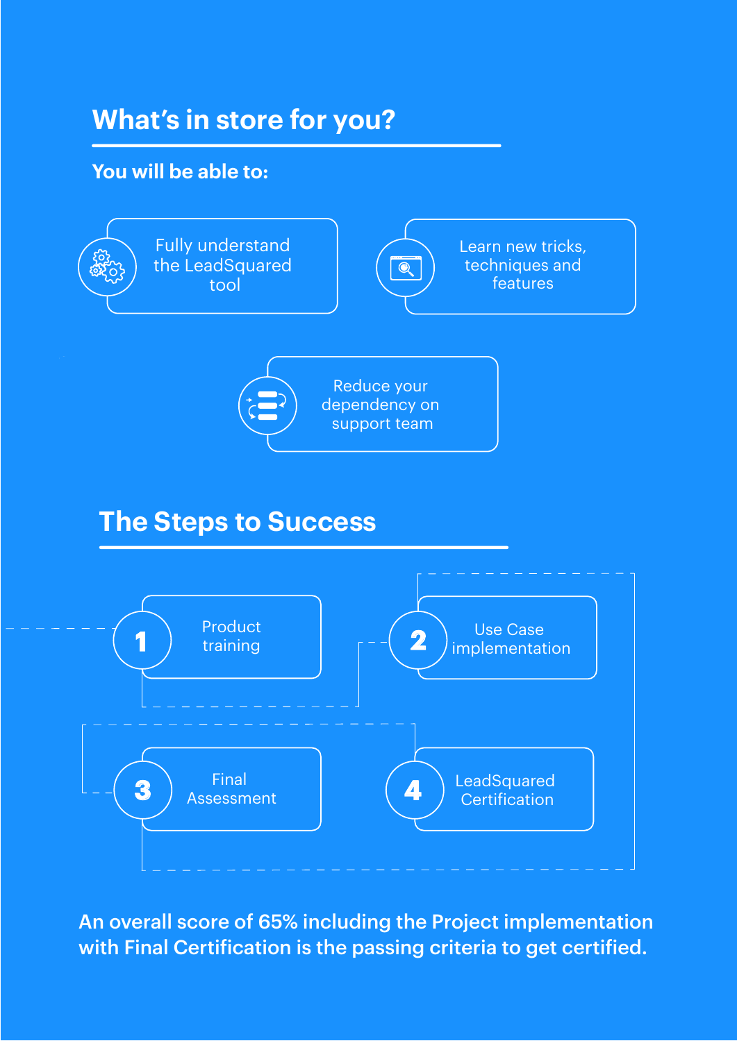## What's in store for you?

**You will be able to:**

- Fully understand the LeadSquared tool
- Learn new tricks, techniques and features
- Reduce your dependency on support team

## The Steps to Success

1. Product training
2. Use Case implementation
3. Final Assessment
4. LeadSquared Certification

**An overall score of 65% including the Project implementation with Final Certification is the passing criteria to get certified.**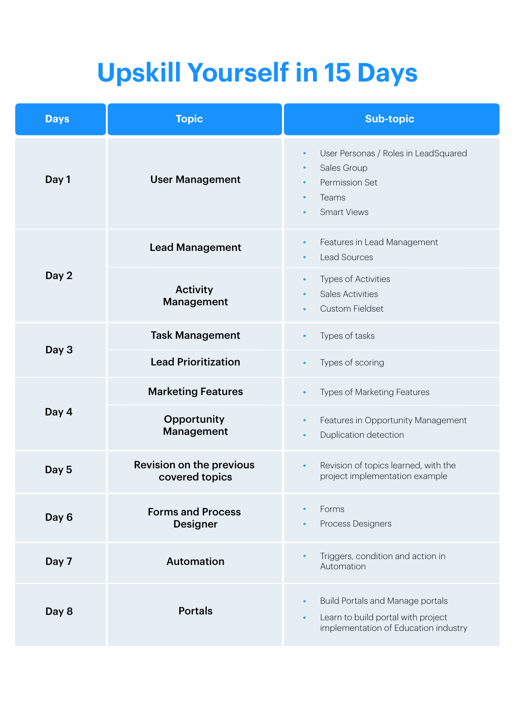# Upskill Yourself in 15 Days

| Days | Topic | Sub-topic |
| --- | --- | --- |
| Day 1 | User Management | • User Personas / Roles in LeadSquared<br>• Sales Group<br>• Permission Set<br>• Teams<br>• Smart Views |
| Day 2 | Lead Management | • Features in Lead Management<br>• Lead Sources |
| | Activity Management | • Types of Activities<br>• Sales Activities<br>• Custom Fieldset |
| Day 3 | Task Management | • Types of tasks |
| | Lead Prioritization | • Types of scoring |
| Day 4 | Marketing Features | • Types of Marketing Features |
| | Opportunity Management | • Features in Opportunity Management<br>• Duplication detection |
| Day 5 | Revision on the previous covered topics | • Revision of topics learned, with the project implementation example |
| Day 6 | Forms and Process Designer | • Forms<br>• Process Designers |
| Day 7 | Automation | • Triggers, condition and action in Automation |
| Day 8 | Portals | • Build Portals and Manage portals<br>• Learn to build portal with project implementation of Education industry |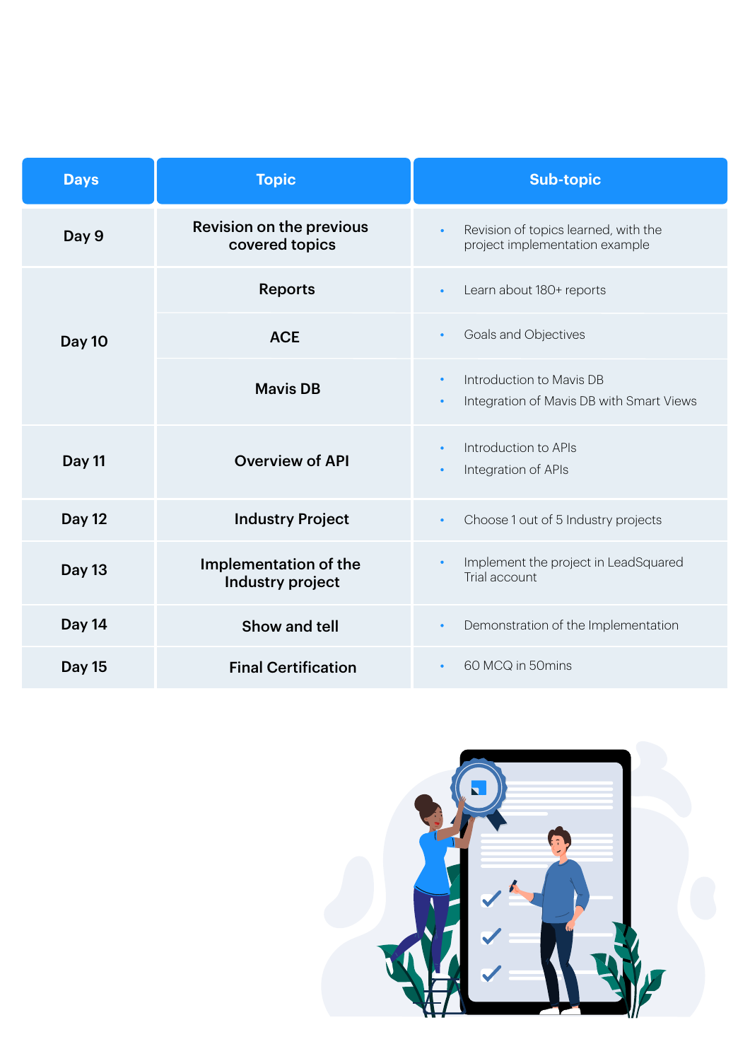| Days | Topic | Sub-topic |
|---|---|---|
| Day 9 | Revision on the previous covered topics | • Revision of topics learned, with the project implementation example |
| Day 10 | Reports | • Learn about 180+ reports |
| | ACE | • Goals and Objectives |
| | Mavis DB | • Introduction to Mavis DB<br>• Integration of Mavis DB with Smart Views |
| Day 11 | Overview of API | • Introduction to APIs<br>• Integration of APIs |
| Day 12 | Industry Project | • Choose 1 out of 5 Industry projects |
| Day 13 | Implementation of the Industry project | • Implement the project in LeadSquared Trial account |
| Day 14 | Show and tell | • Demonstration of the Implementation |
| Day 15 | Final Certification | • 60 MCQ in 50mins |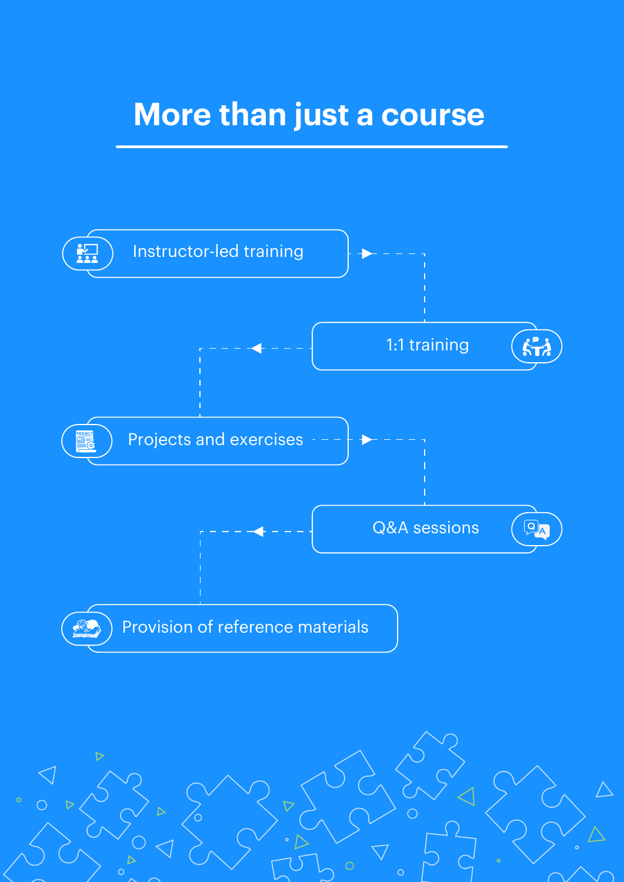# More than just a course

- Instructor-led training
- 1:1 training
- Projects and exercises
- Q&A sessions
- Provision of reference materials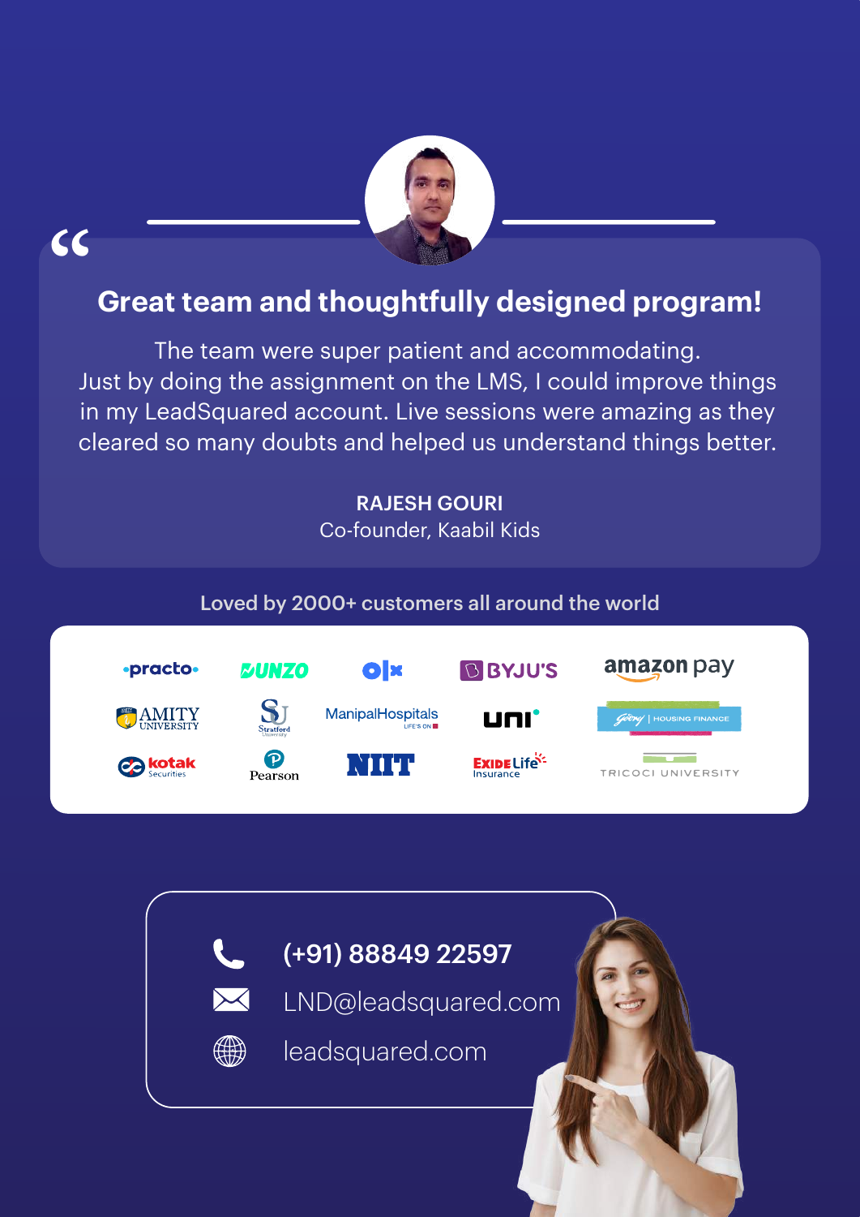## Great team and thoughtfully designed program!

The team were super patient and accommodating.
Just by doing the assignment on the LMS, I could improve things in my LeadSquared account. Live sessions were amazing as they cleared so many doubts and helped us understand things better.

**RAJESH GOURI**
Co-founder, Kaabil Kids

Loved by 2000+ customers all around the world

(+91) 88849 22597

LND@leadsquared.com

leadsquared.com